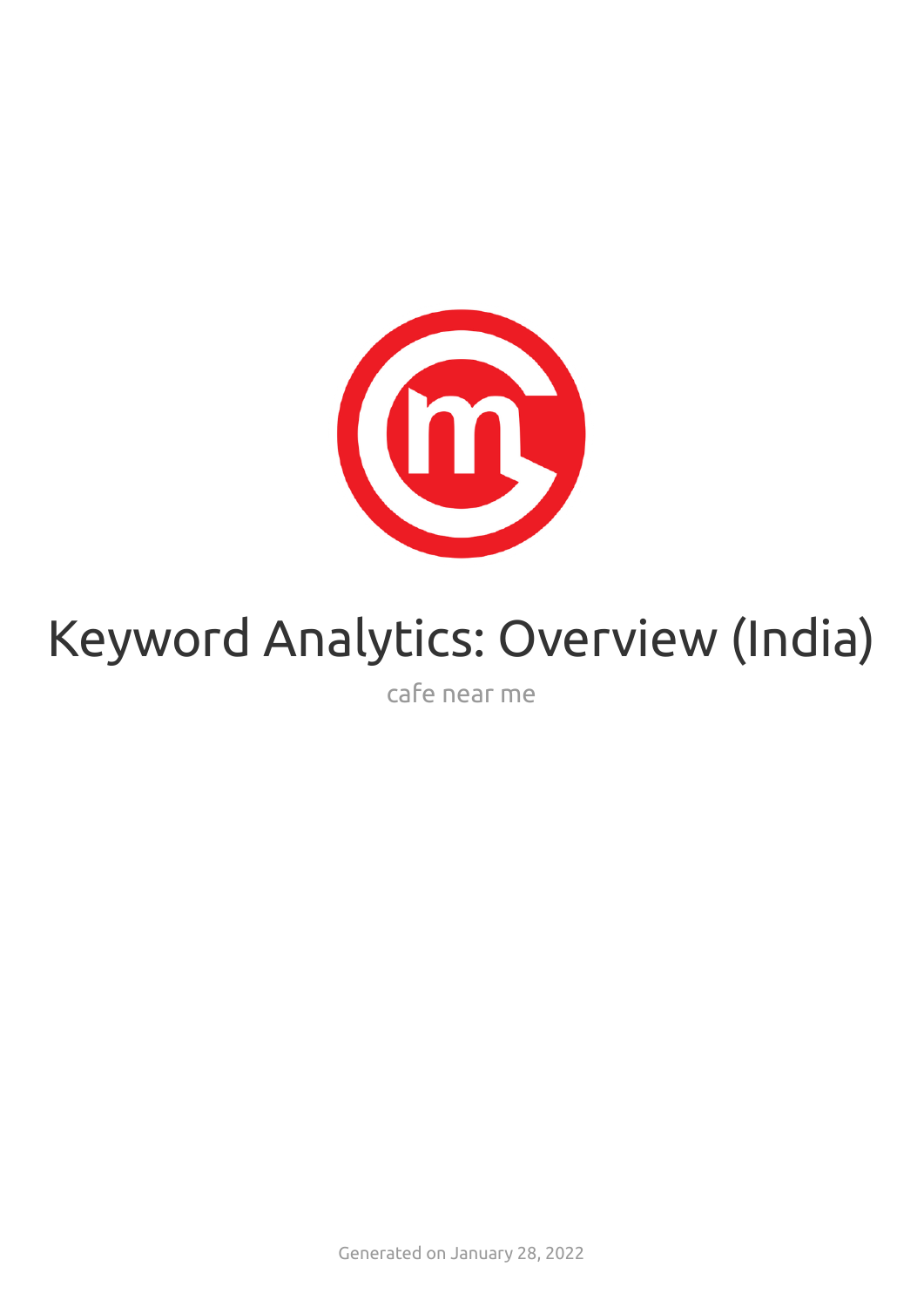# Keyword Analytics: Overview (India)

cafe near me

Generated on January 28, 2022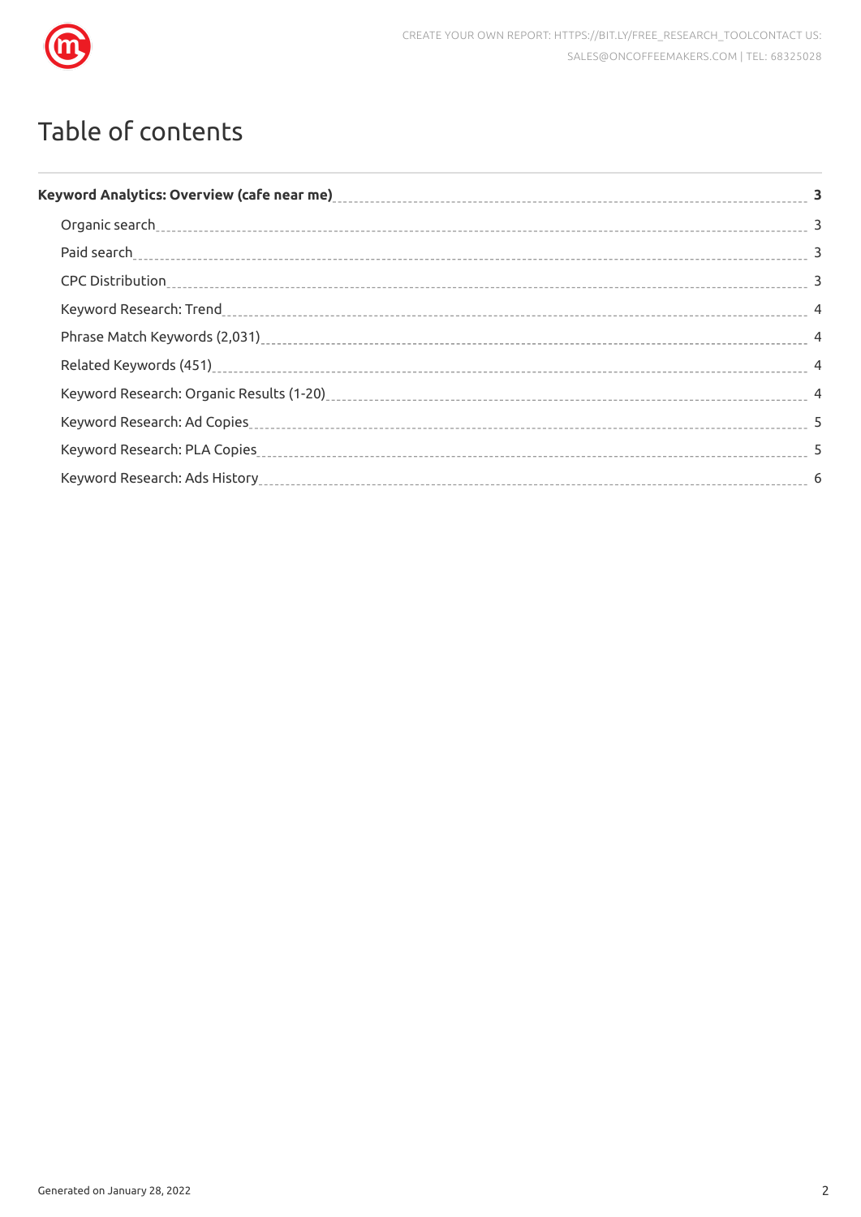# Table of contents

- **Keyword Analytics: Overview (cafe near me)** ..... **3**
  - Organic search ..... 3
  - Paid search ..... 3
  - CPC Distribution ..... 3
  - Keyword Research: Trend ..... 4
  - Phrase Match Keywords (2,031) ..... 4
  - Related Keywords (451) ..... 4
  - Keyword Research: Organic Results (1-20) ..... 4
  - Keyword Research: Ad Copies ..... 5
  - Keyword Research: PLA Copies ..... 5
  - Keyword Research: Ads History ..... 6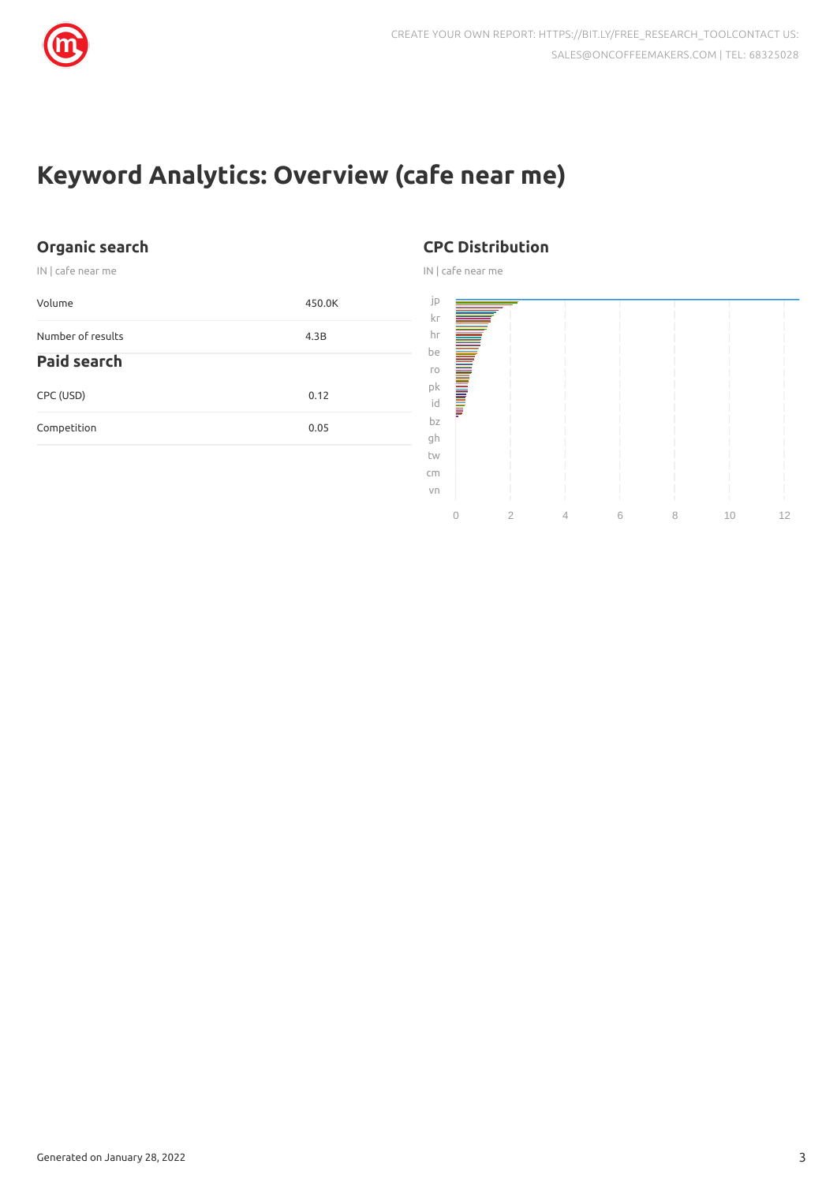# Keyword Analytics: Overview (cafe near me)

## Organic search

IN | cafe near me

| | |
|---|---|
| Volume | 450.0K |
| Number of results | 4.3B |

## Paid search

| | |
|---|---|
| CPC (USD) | 0.12 |
| Competition | 0.05 |

## CPC Distribution

IN | cafe near me

jp
kr
hr
be
ro
pk
id
bz
gh
tw
cm
vn

0 2 4 6 8 10 12

Generated on January 28, 2022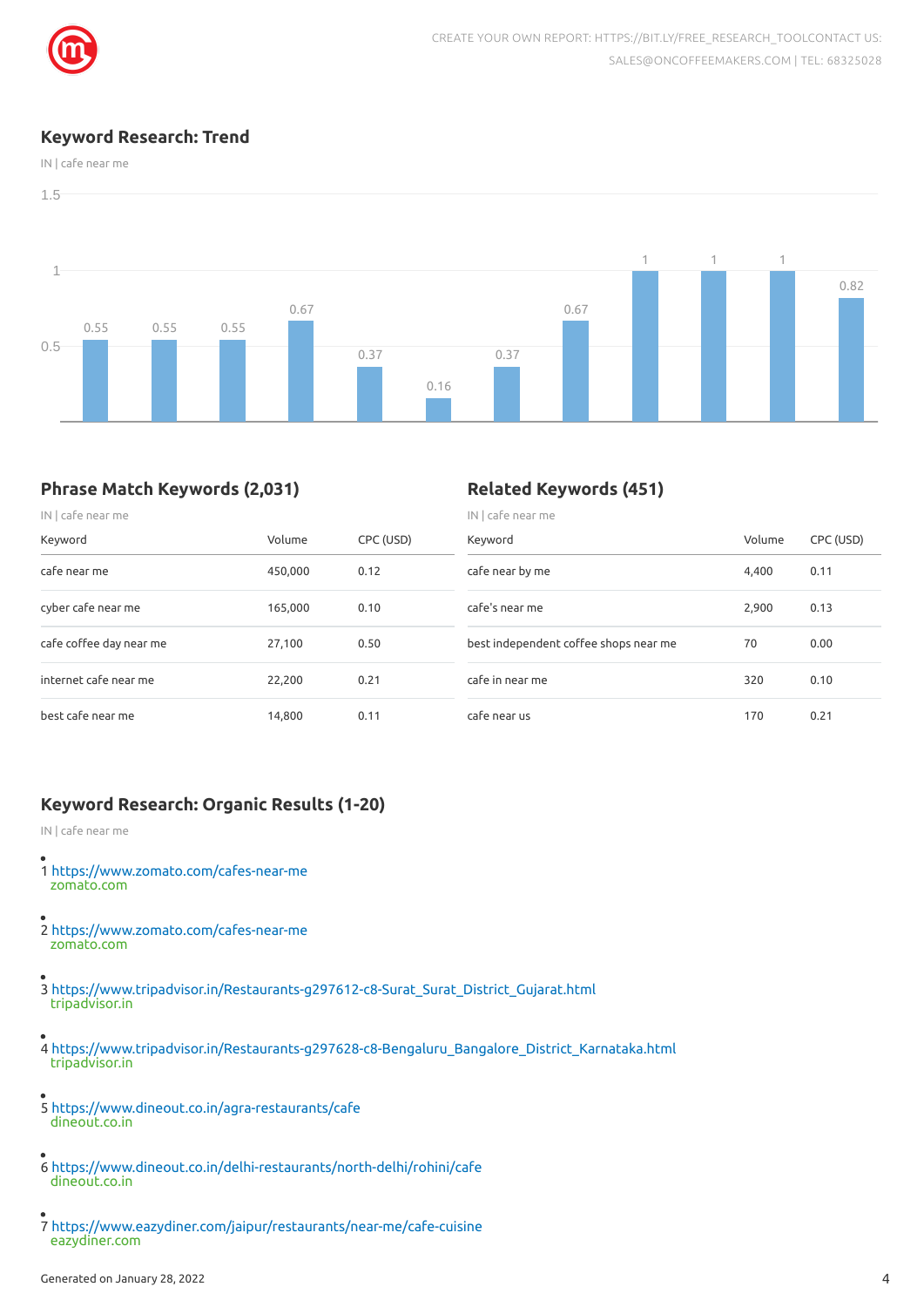## Keyword Research: Trend

IN | cafe near me

| | | | | | | | | | | | |
|---|---|---|---|---|---|---|---|---|---|---|---|
| 0.55 | 0.55 | 0.55 | 0.67 | 0.37 | 0.16 | 0.37 | 0.67 | 1 | 1 | 1 | 0.82 |

## Phrase Match Keywords (2,031)

IN | cafe near me

| Keyword | Volume | CPC (USD) |
|---|---|---|
| cafe near me | 450,000 | 0.12 |
| cyber cafe near me | 165,000 | 0.10 |
| cafe coffee day near me | 27,100 | 0.50 |
| internet cafe near me | 22,200 | 0.21 |
| best cafe near me | 14,800 | 0.11 |

## Related Keywords (451)

IN | cafe near me

| Keyword | Volume | CPC (USD) |
|---|---|---|
| cafe near by me | 4,400 | 0.11 |
| cafe's near me | 2,900 | 0.13 |
| best independent coffee shops near me | 70 | 0.00 |
| cafe in near me | 320 | 0.10 |
| cafe near us | 170 | 0.21 |

## Keyword Research: Organic Results (1-20)

IN | cafe near me

- 1 https://www.zomato.com/cafes-near-me
  zomato.com
- 2 https://www.zomato.com/cafes-near-me
  zomato.com
- 3 https://www.tripadvisor.in/Restaurants-g297612-c8-Surat_Surat_District_Gujarat.html
  tripadvisor.in
- 4 https://www.tripadvisor.in/Restaurants-g297628-c8-Bengaluru_Bangalore_District_Karnataka.html
  tripadvisor.in
- 5 https://www.dineout.co.in/agra-restaurants/cafe
  dineout.co.in
- 6 https://www.dineout.co.in/delhi-restaurants/north-delhi/rohini/cafe
  dineout.co.in
- 7 https://www.eazydiner.com/jaipur/restaurants/near-me/cafe-cuisine
  eazydiner.com

Generated on January 28, 2022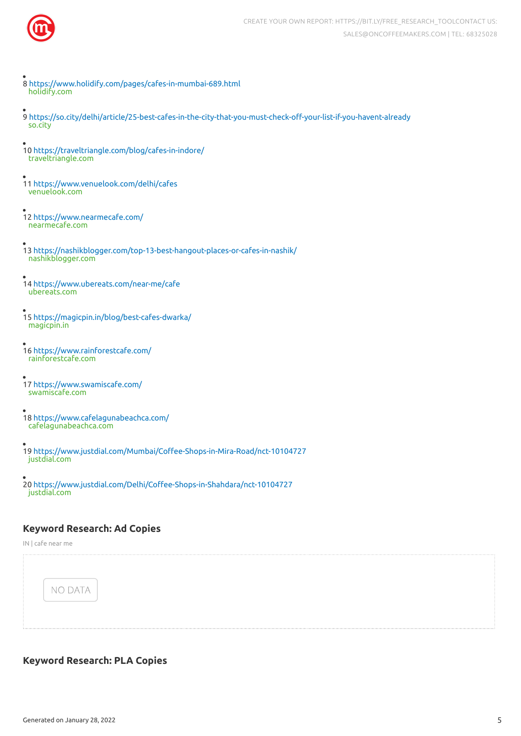- 8 https://www.holidify.com/pages/cafes-in-mumbai-689.html
  holidify.com

- 9 https://so.city/delhi/article/25-best-cafes-in-the-city-that-you-must-check-off-your-list-if-you-havent-already
  so.city

- 10 https://traveltriangle.com/blog/cafes-in-indore/
  traveltriangle.com

- 11 https://www.venuelook.com/delhi/cafes
  venuelook.com

- 12 https://www.nearmecafe.com/
  nearmecafe.com

- 13 https://nashikblogger.com/top-13-best-hangout-places-or-cafes-in-nashik/
  nashikblogger.com

- 14 https://www.ubereats.com/near-me/cafe
  ubereats.com

- 15 https://magicpin.in/blog/best-cafes-dwarka/
  magicpin.in

- 16 https://www.rainforestcafe.com/
  rainforestcafe.com

- 17 https://www.swamiscafe.com/
  swamiscafe.com

- 18 https://www.cafelagunabeachca.com/
  cafelagunabeachca.com

- 19 https://www.justdial.com/Mumbai/Coffee-Shops-in-Mira-Road/nct-10104727
  justdial.com

- 20 https://www.justdial.com/Delhi/Coffee-Shops-in-Shahdara/nct-10104727
  justdial.com

## Keyword Research: Ad Copies

IN | cafe near me

NO DATA

## Keyword Research: PLA Copies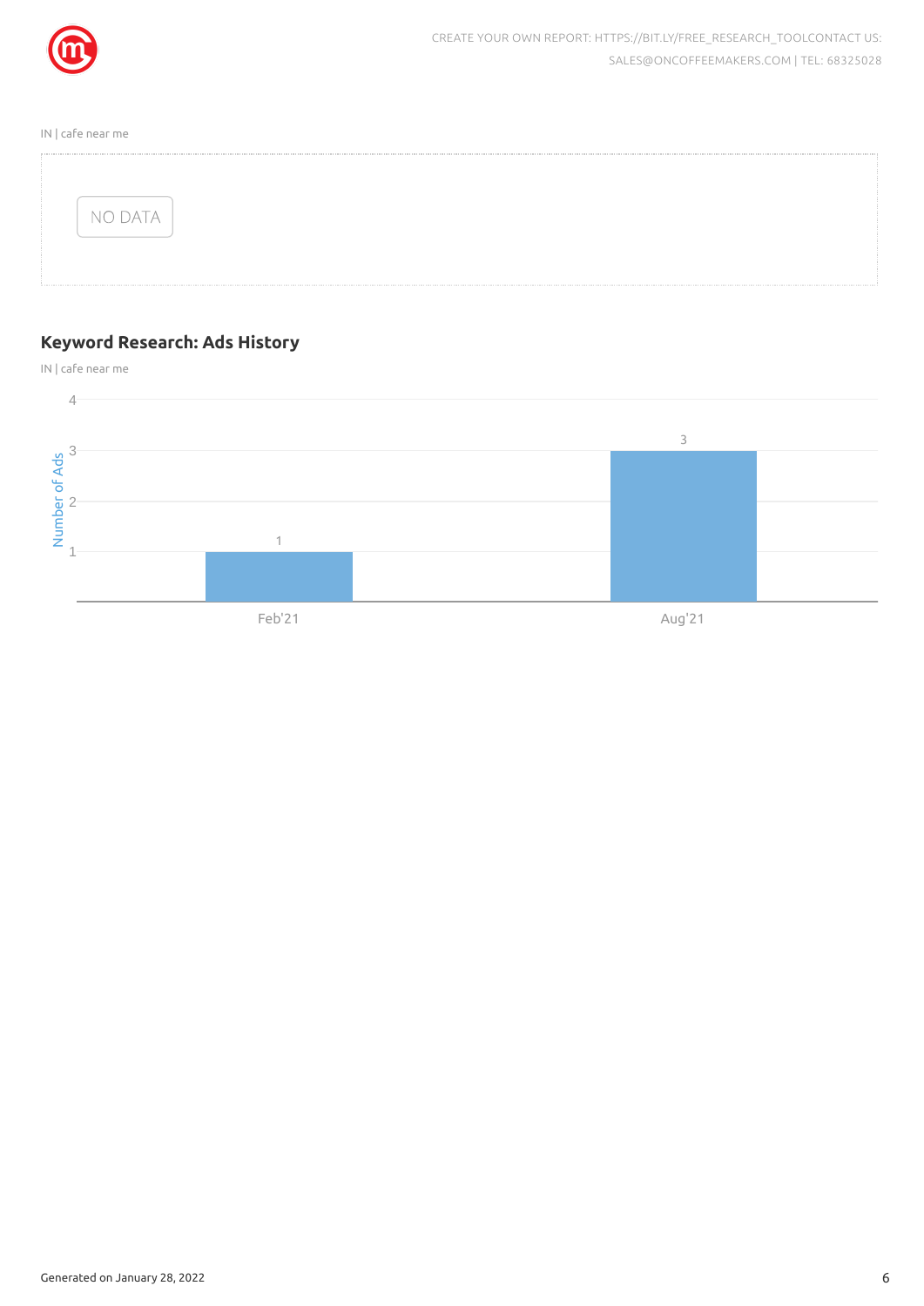IN | cafe near me

NO DATA

## Keyword Research: Ads History

IN | cafe near me

Number of Ads

4
3
2
1

1
3

Feb'21
Aug'21

Generated on January 28, 2022